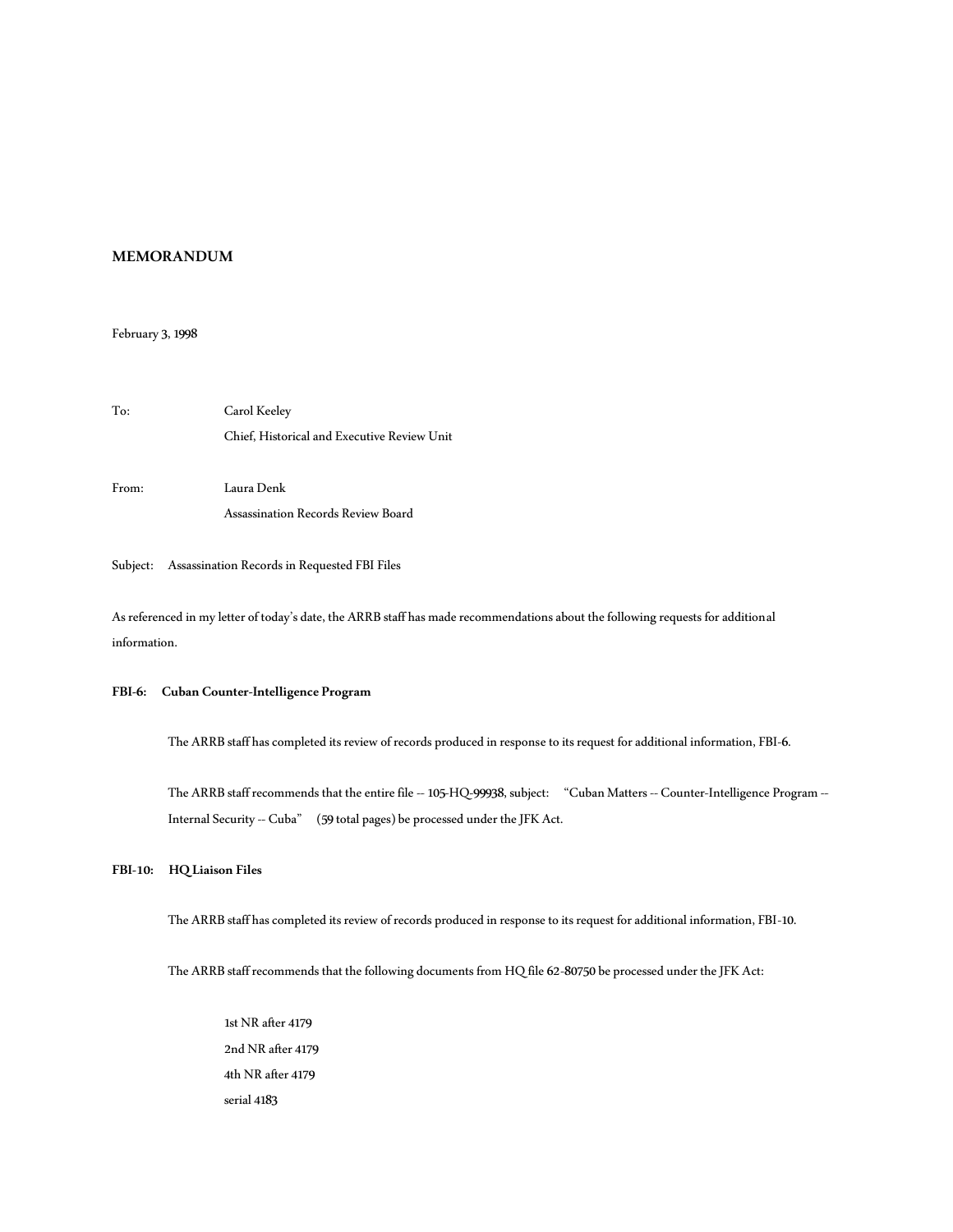**MEMORANDUM**

February 3, 1998

To: Carol Keeley
Chief, Historical and Executive Review Unit

From: Laura Denk
Assassination Records Review Board

Subject: Assassination Records in Requested FBI Files

As referenced in my letter of today's date, the ARRB staff has made recommendations about the following requests for additional information.

**FBI-6: Cuban Counter-Intelligence Program**

The ARRB staff has completed its review of records produced in response to its request for additional information, FBI-6.

The ARRB staff recommends that the entire file -- 105-HQ-99938, subject: "Cuban Matters -- Counter-Intelligence Program -- Internal Security -- Cuba" (59 total pages) be processed under the JFK Act.

**FBI-10: HQ Liaison Files**

The ARRB staff has completed its review of records produced in response to its request for additional information, FBI-10.

The ARRB staff recommends that the following documents from HQ file 62-80750 be processed under the JFK Act:

1st NR after 4179
2nd NR after 4179
4th NR after 4179
serial 4183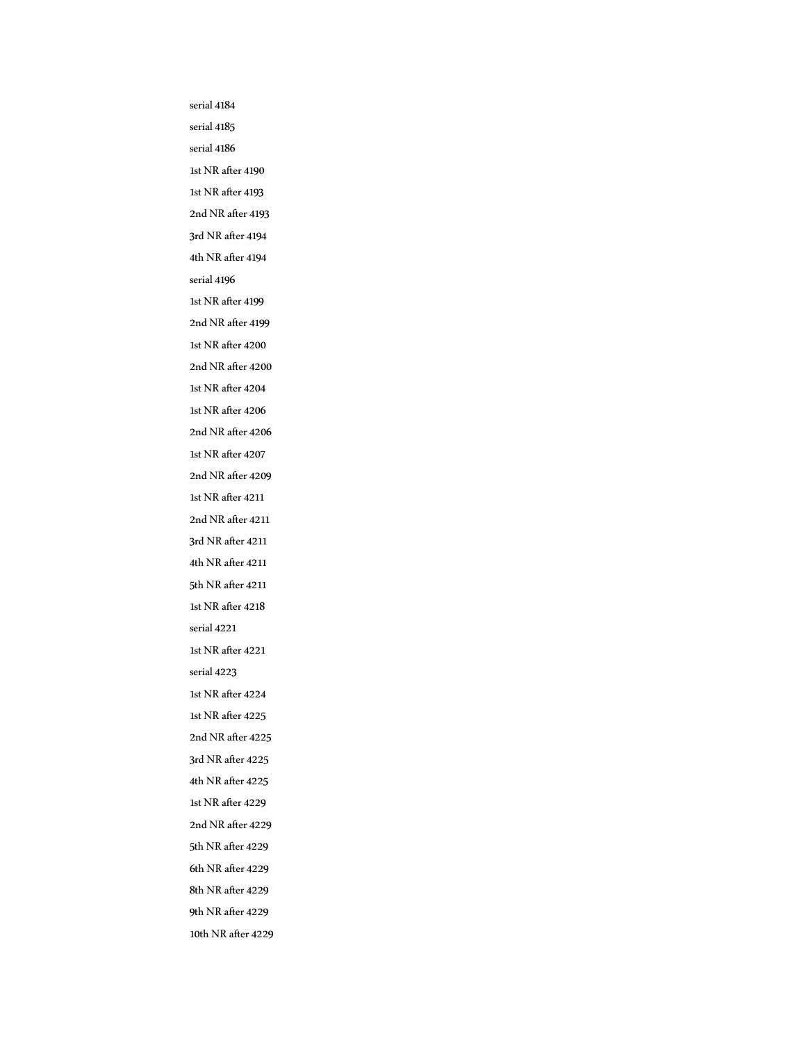serial 4184

serial 4185

serial 4186

1st NR after 4190

1st NR after 4193

2nd NR after 4193

3rd NR after 4194

4th NR after 4194

serial 4196

1st NR after 4199

2nd NR after 4199

1st NR after 4200

2nd NR after 4200

1st NR after 4204

1st NR after 4206

2nd NR after 4206

1st NR after 4207

2nd NR after 4209

1st NR after 4211

2nd NR after 4211

3rd NR after 4211

4th NR after 4211

5th NR after 4211

1st NR after 4218

serial 4221

1st NR after 4221

serial 4223

1st NR after 4224

1st NR after 4225

2nd NR after 4225

3rd NR after 4225

4th NR after 4225

1st NR after 4229

2nd NR after 4229

5th NR after 4229

6th NR after 4229

8th NR after 4229

9th NR after 4229

10th NR after 4229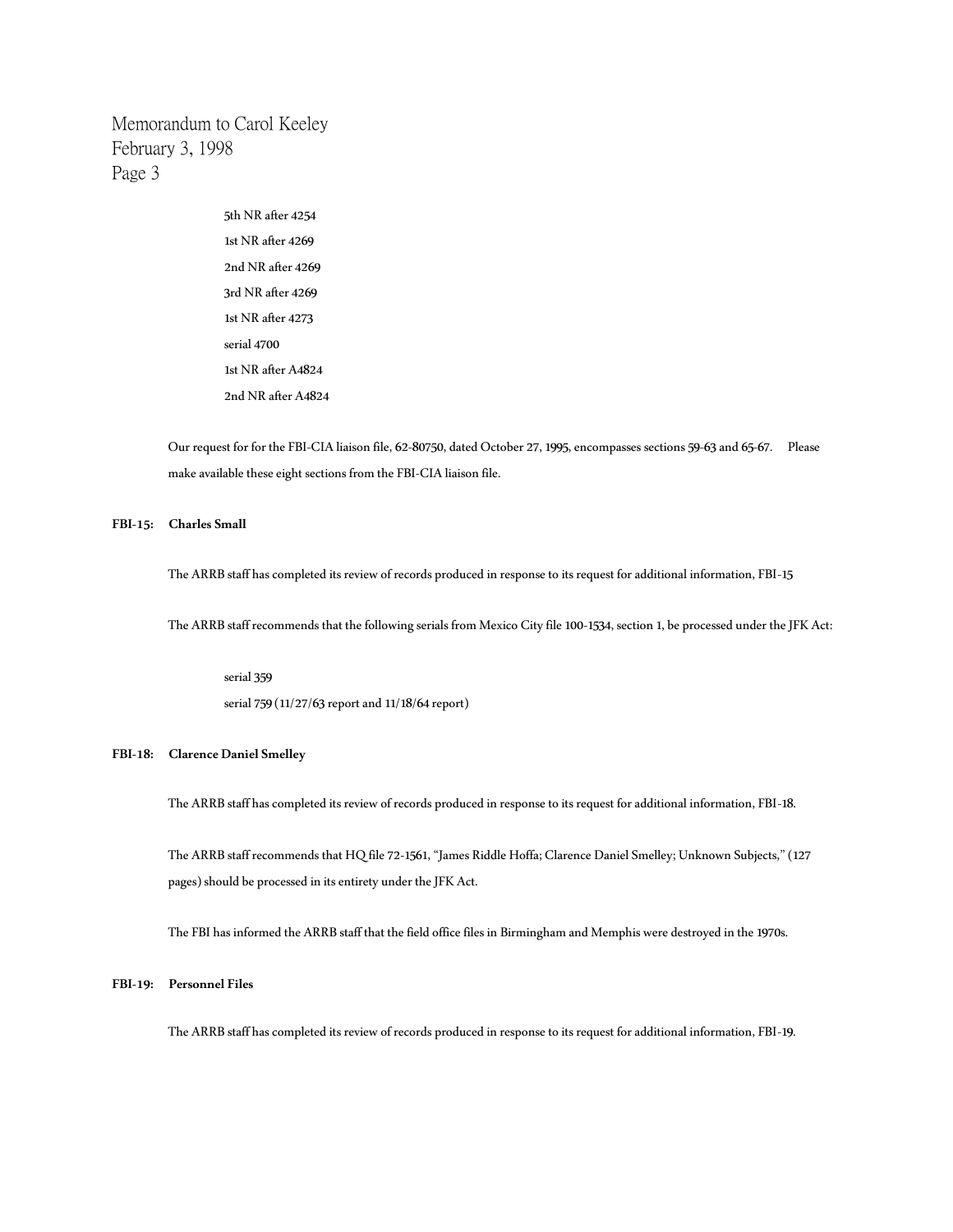5th NR after 4254

1st NR after 4269

2nd NR after 4269

3rd NR after 4269

1st NR after 4273

serial 4700

1st NR after A4824

2nd NR after A4824

Our request for for the FBI-CIA liaison file, 62-80750, dated October 27, 1995, encompasses sections 59-63 and 65-67. Please make available these eight sections from the FBI-CIA liaison file.

**FBI-15: Charles Small**

The ARRB staff has completed its review of records produced in response to its request for additional information, FBI-15

The ARRB staff recommends that the following serials from Mexico City file 100-1534, section 1, be processed under the JFK Act:

serial 359

serial 759 (11/27/63 report and 11/18/64 report)

**FBI-18: Clarence Daniel Smelley**

The ARRB staff has completed its review of records produced in response to its request for additional information, FBI-18.

The ARRB staff recommends that HQ file 72-1561, "James Riddle Hoffa; Clarence Daniel Smelley; Unknown Subjects," (127 pages) should be processed in its entirety under the JFK Act.

The FBI has informed the ARRB staff that the field office files in Birmingham and Memphis were destroyed in the 1970s.

**FBI-19: Personnel Files**

The ARRB staff has completed its review of records produced in response to its request for additional information, FBI-19.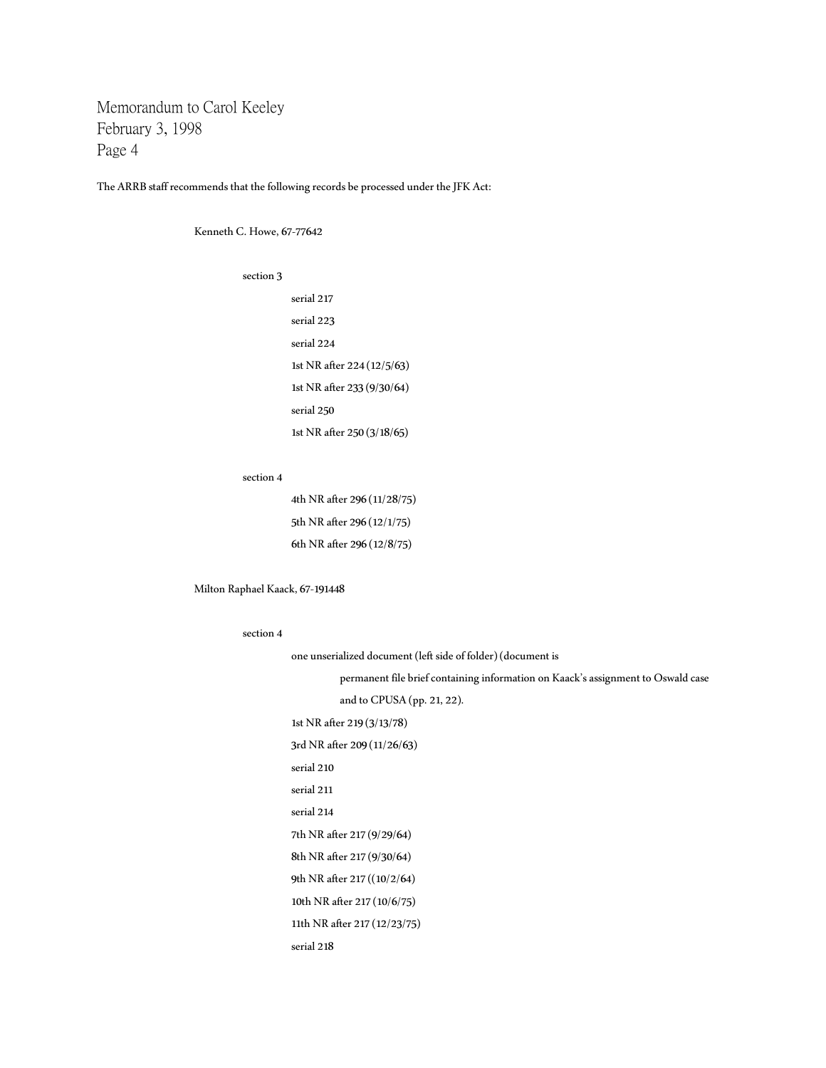The ARRB staff recommends that the following records be processed under the JFK Act:

- Kenneth C. Howe, 67-77642
  - section 3
    - serial 217
    - serial 223
    - serial 224
    - 1st NR after 224 (12/5/63)
    - 1st NR after 233 (9/30/64)
    - serial 250
    - 1st NR after 250 (3/18/65)
  - section 4
    - 4th NR after 296 (11/28/75)
    - 5th NR after 296 (12/1/75)
    - 6th NR after 296 (12/8/75)
- Milton Raphael Kaack, 67-191448
  - section 4
    - one unserialized document (left side of folder) (document is permanent file brief containing information on Kaack's assignment to Oswald case and to CPUSA (pp. 21, 22).
    - 1st NR after 219 (3/13/78)
    - 3rd NR after 209 (11/26/63)
    - serial 210
    - serial 211
    - serial 214
    - 7th NR after 217 (9/29/64)
    - 8th NR after 217 (9/30/64)
    - 9th NR after 217 ((10/2/64)
    - 10th NR after 217 (10/6/75)
    - 11th NR after 217 (12/23/75)
    - serial 218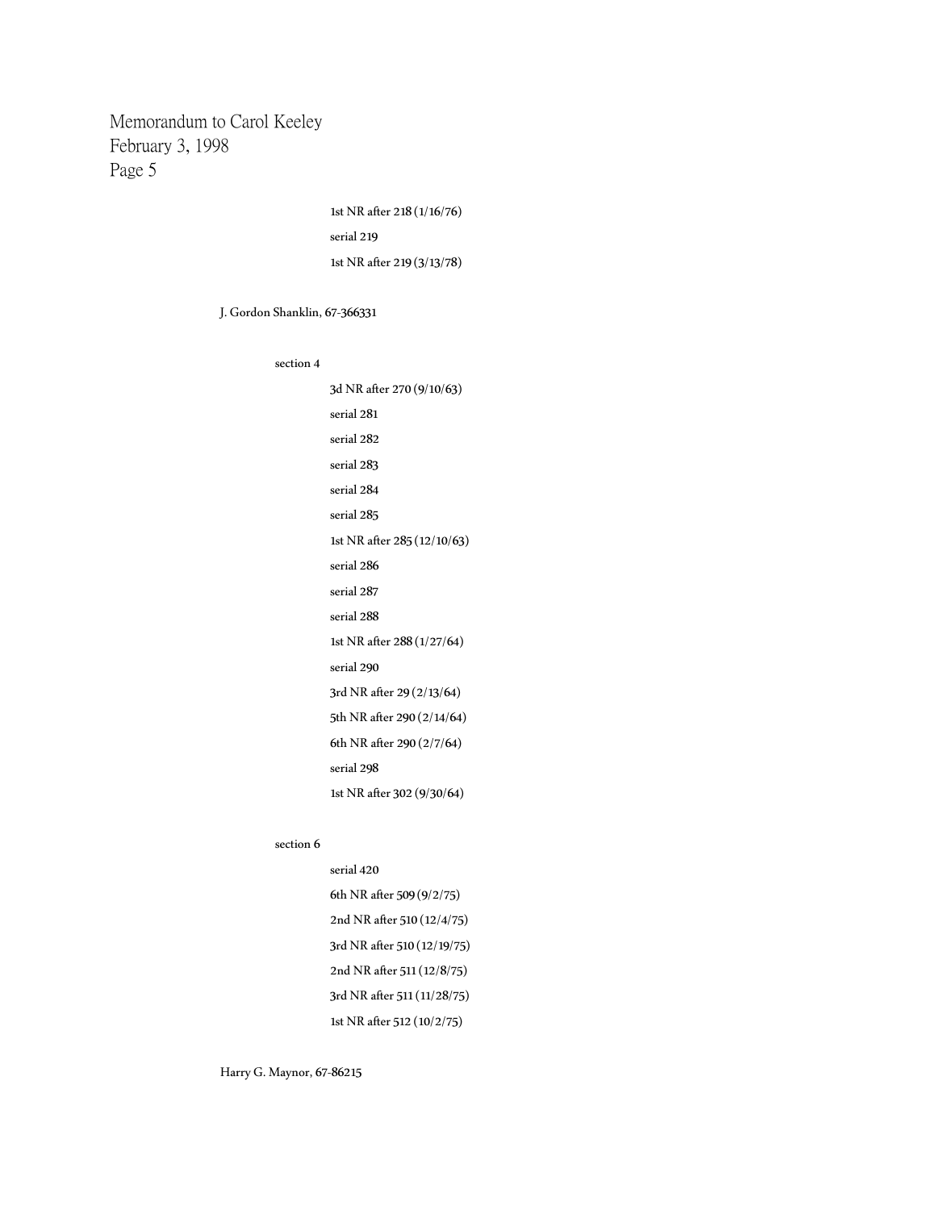1st NR after 218 (1/16/76)

serial 219

1st NR after 219 (3/13/78)

J. Gordon Shanklin, 67-366331

section 4

3d NR after 270 (9/10/63)

serial 281

serial 282

serial 283

serial 284

serial 285

1st NR after 285 (12/10/63)

serial 286

serial 287

serial 288

1st NR after 288 (1/27/64)

serial 290

3rd NR after 29 (2/13/64)

5th NR after 290 (2/14/64)

6th NR after 290 (2/7/64)

serial 298

1st NR after 302 (9/30/64)

section 6

serial 420

6th NR after 509 (9/2/75)

2nd NR after 510 (12/4/75)

3rd NR after 510 (12/19/75)

2nd NR after 511 (12/8/75)

3rd NR after 511 (11/28/75)

1st NR after 512 (10/2/75)

Harry G. Maynor, 67-86215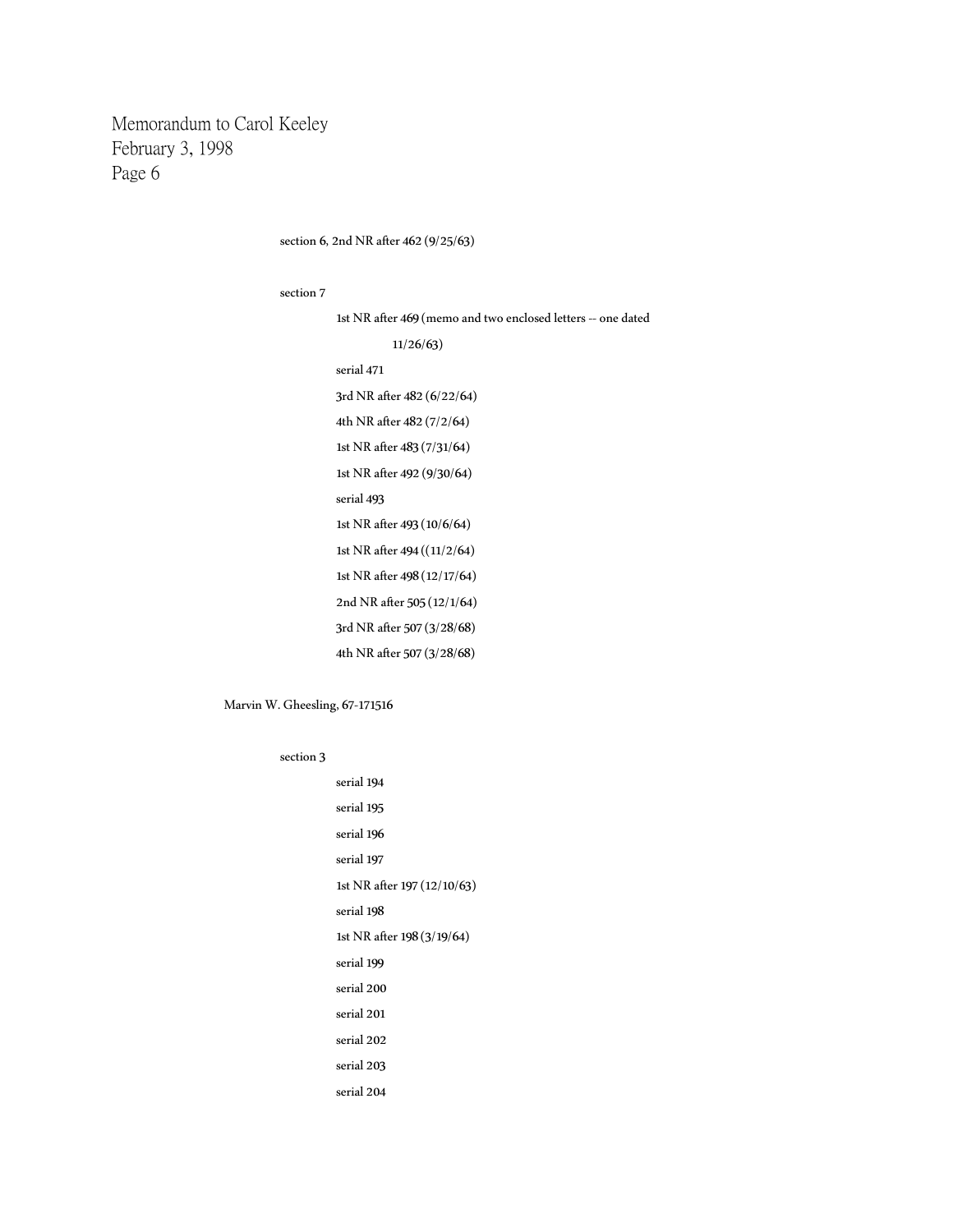Memorandum to Carol Keeley
February 3, 1998
Page 6

section 6, 2nd NR after 462 (9/25/63)

section 7

- 1st NR after 469 (memo and two enclosed letters -- one dated 11/26/63)
- serial 471
- 3rd NR after 482 (6/22/64)
- 4th NR after 482 (7/2/64)
- 1st NR after 483 (7/31/64)
- 1st NR after 492 (9/30/64)
- serial 493
- 1st NR after 493 (10/6/64)
- 1st NR after 494 ((11/2/64)
- 1st NR after 498 (12/17/64)
- 2nd NR after 505 (12/1/64)
- 3rd NR after 507 (3/28/68)
- 4th NR after 507 (3/28/68)

Marvin W. Gheesling, 67-171516

section 3

- serial 194
- serial 195
- serial 196
- serial 197
- 1st NR after 197 (12/10/63)
- serial 198
- 1st NR after 198 (3/19/64)
- serial 199
- serial 200
- serial 201
- serial 202
- serial 203
- serial 204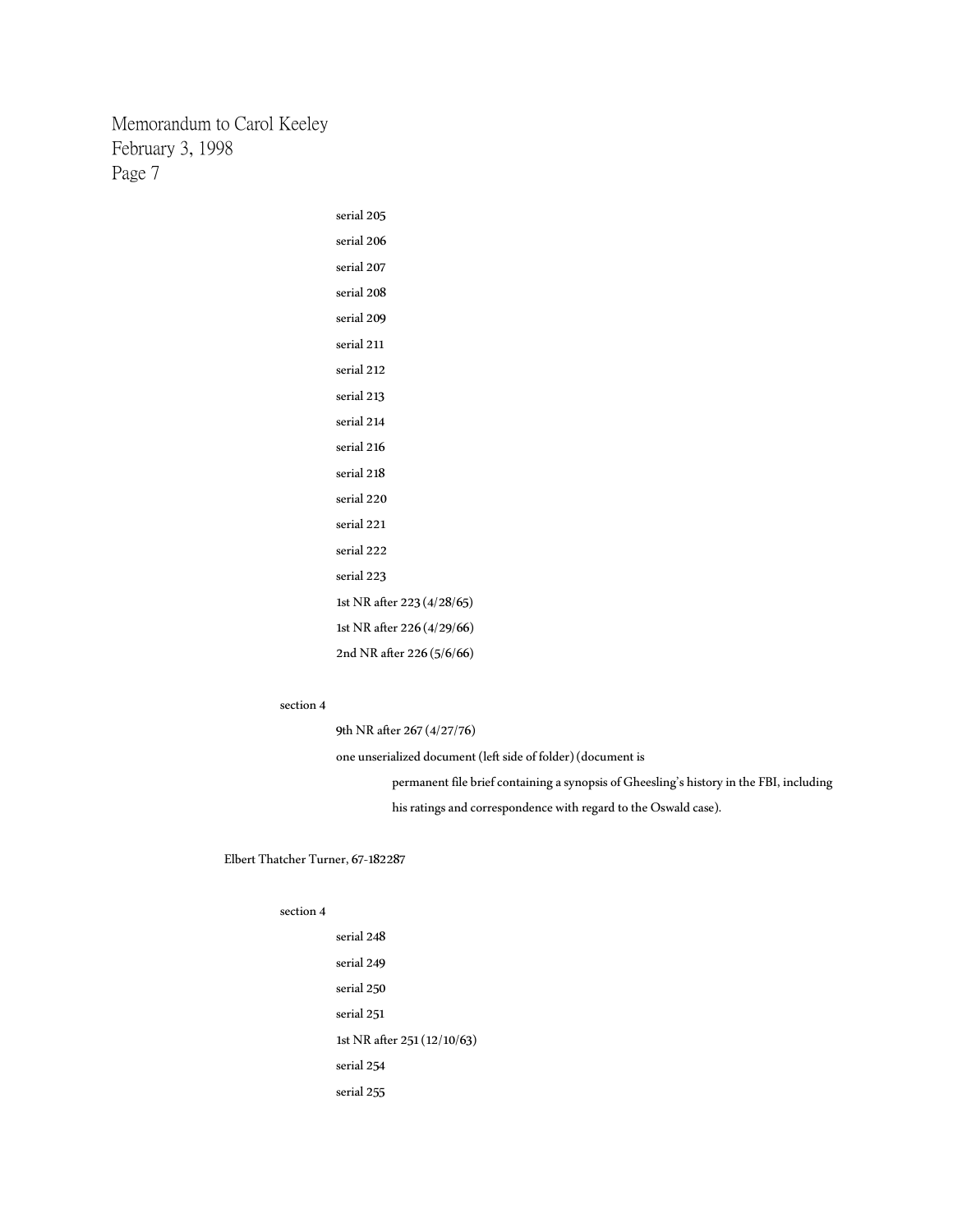serial 205

serial 206

serial 207

serial 208

serial 209

serial 211

serial 212

serial 213

serial 214

serial 216

serial 218

serial 220

serial 221

serial 222

serial 223

1st NR after 223 (4/28/65)

1st NR after 226 (4/29/66)

2nd NR after 226 (5/6/66)

section 4

9th NR after 267 (4/27/76)

one unserialized document (left side of folder) (document is permanent file brief containing a synopsis of Gheesling's history in the FBI, including his ratings and correspondence with regard to the Oswald case).

Elbert Thatcher Turner, 67-182287

section 4

serial 248

serial 249

serial 250

serial 251

1st NR after 251 (12/10/63)

serial 254

serial 255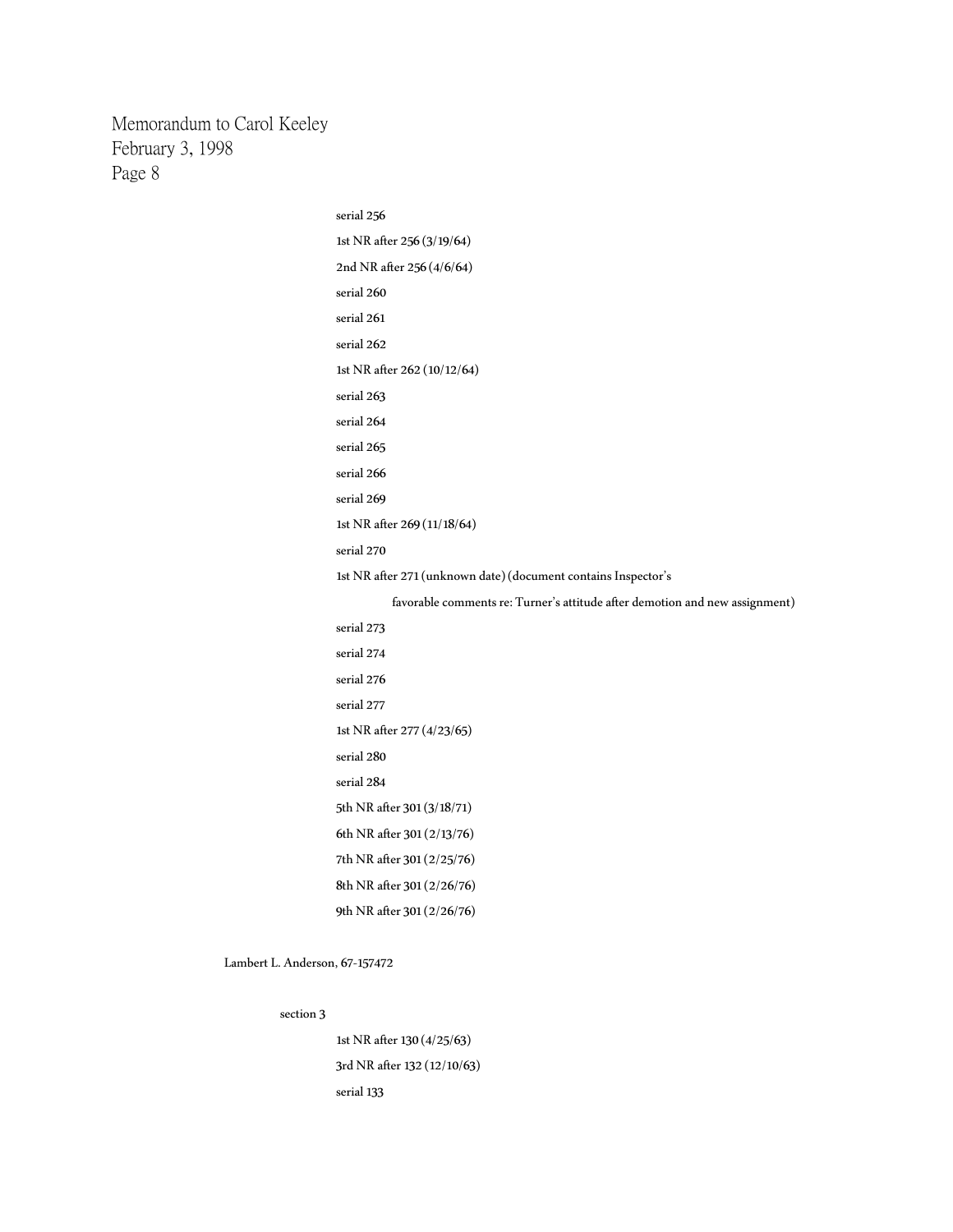serial 256

1st NR after 256 (3/19/64)

2nd NR after 256 (4/6/64)

serial 260

serial 261

serial 262

1st NR after 262 (10/12/64)

serial 263

serial 264

serial 265

serial 266

serial 269

1st NR after 269 (11/18/64)

serial 270

1st NR after 271 (unknown date) (document contains Inspector's favorable comments re: Turner's attitude after demotion and new assignment)

serial 273

serial 274

serial 276

serial 277

1st NR after 277 (4/23/65)

serial 280

serial 284

5th NR after 301 (3/18/71)

6th NR after 301 (2/13/76)

7th NR after 301 (2/25/76)

8th NR after 301 (2/26/76)

9th NR after 301 (2/26/76)

Lambert L. Anderson, 67-157472

section 3

1st NR after 130 (4/25/63)

3rd NR after 132 (12/10/63)

serial 133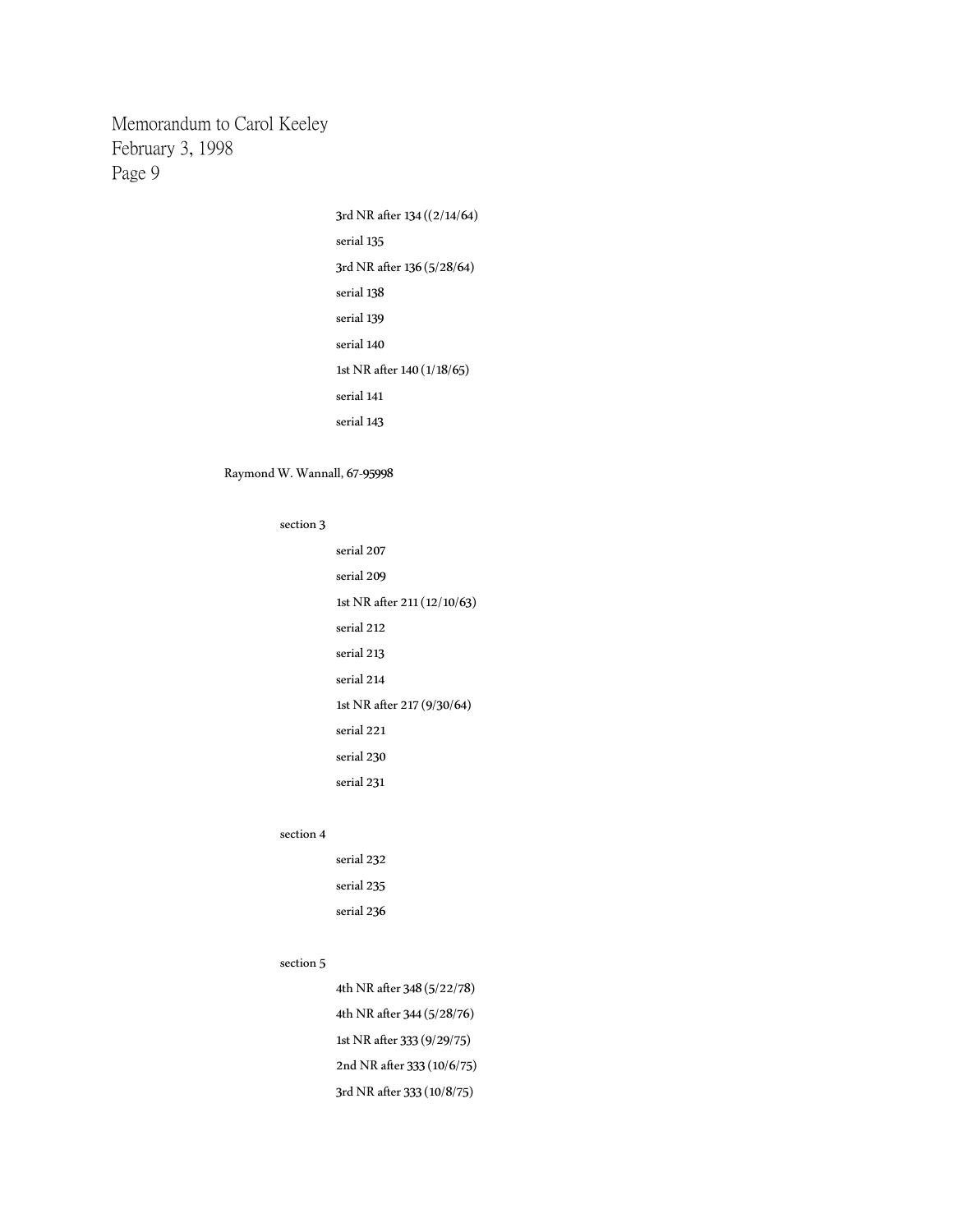3rd NR after 134 ((2/14/64)

serial 135

3rd NR after 136 (5/28/64)

serial 138

serial 139

serial 140

1st NR after 140 (1/18/65)

serial 141

serial 143

Raymond W. Wannall, 67-95998

section 3

serial 207

serial 209

1st NR after 211 (12/10/63)

serial 212

serial 213

serial 214

1st NR after 217 (9/30/64)

serial 221

serial 230

serial 231

section 4

serial 232

serial 235

serial 236

section 5

4th NR after 348 (5/22/78)

4th NR after 344 (5/28/76)

1st NR after 333 (9/29/75)

2nd NR after 333 (10/6/75)

3rd NR after 333 (10/8/75)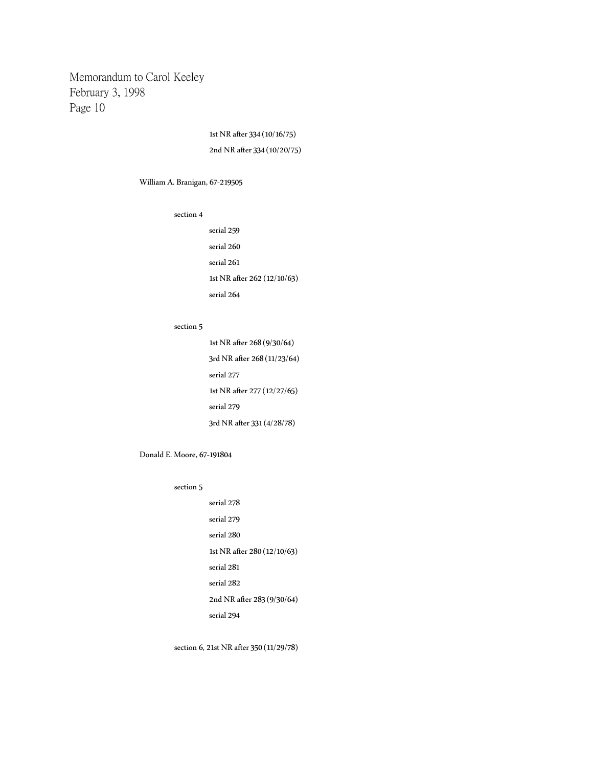1st NR after 334 (10/16/75)

2nd NR after 334 (10/20/75)

William A. Branigan, 67-219505

section 4

- serial 259
- serial 260
- serial 261
- 1st NR after 262 (12/10/63)
- serial 264

section 5

- 1st NR after 268 (9/30/64)
- 3rd NR after 268 (11/23/64)
- serial 277
- 1st NR after 277 (12/27/65)
- serial 279
- 3rd NR after 331 (4/28/78)

Donald E. Moore, 67-191804

section 5

- serial 278
- serial 279
- serial 280
- 1st NR after 280 (12/10/63)
- serial 281
- serial 282
- 2nd NR after 283 (9/30/64)
- serial 294

section 6, 21st NR after 350 (11/29/78)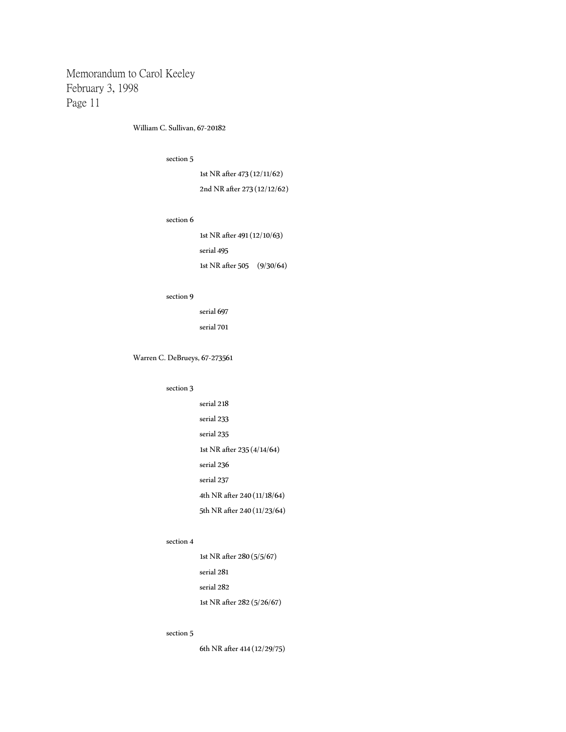William C. Sullivan, 67-20182

- section 5
  - 1st NR after 473 (12/11/62)
  - 2nd NR after 273 (12/12/62)
- section 6
  - 1st NR after 491 (12/10/63)
  - serial 495
  - 1st NR after 505 (9/30/64)
- section 9
  - serial 697
  - serial 701

Warren C. DeBrueys, 67-273561

- section 3
  - serial 218
  - serial 233
  - serial 235
  - 1st NR after 235 (4/14/64)
  - serial 236
  - serial 237
  - 4th NR after 240 (11/18/64)
  - 5th NR after 240 (11/23/64)
- section 4
  - 1st NR after 280 (5/5/67)
  - serial 281
  - serial 282
  - 1st NR after 282 (5/26/67)
- section 5
  - 6th NR after 414 (12/29/75)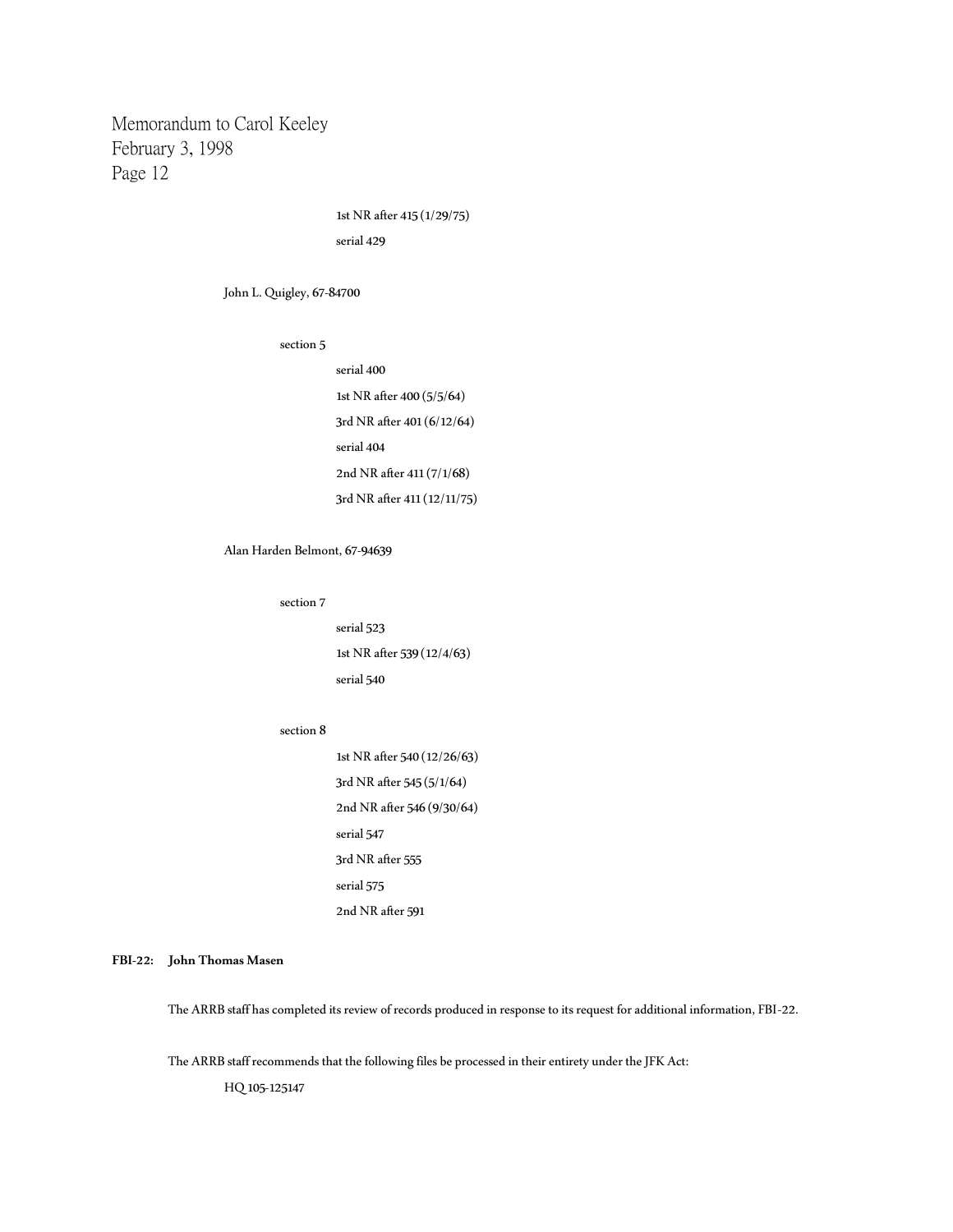1st NR after 415 (1/29/75)

serial 429

John L. Quigley, 67-84700

section 5

serial 400

1st NR after 400 (5/5/64)

3rd NR after 401 (6/12/64)

serial 404

2nd NR after 411 (7/1/68)

3rd NR after 411 (12/11/75)

Alan Harden Belmont, 67-94639

section 7

serial 523

1st NR after 539 (12/4/63)

serial 540

section 8

1st NR after 540 (12/26/63)

3rd NR after 545 (5/1/64)

2nd NR after 546 (9/30/64)

serial 547

3rd NR after 555

serial 575

2nd NR after 591

**FBI-22: John Thomas Masen**

The ARRB staff has completed its review of records produced in response to its request for additional information, FBI-22.

The ARRB staff recommends that the following files be processed in their entirety under the JFK Act:

HQ 105-125147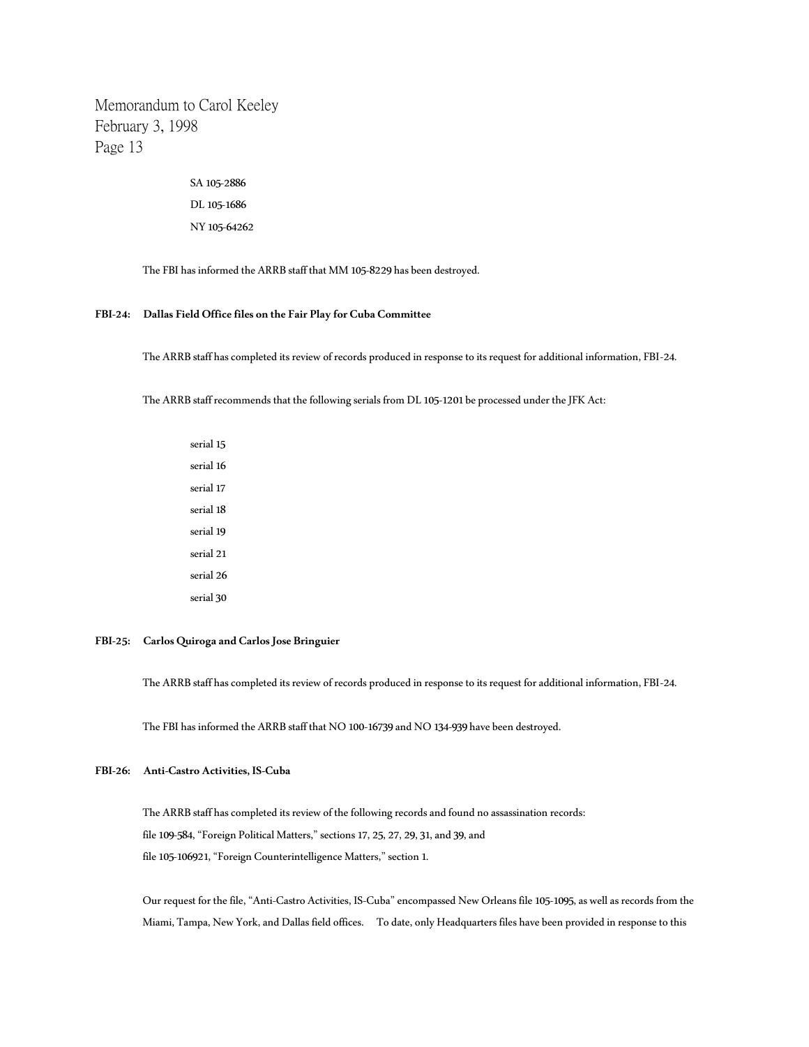SA 105-2886

DL 105-1686

NY 105-64262

The FBI has informed the ARRB staff that MM 105-8229 has been destroyed.

**FBI-24: Dallas Field Office files on the Fair Play for Cuba Committee**

The ARRB staff has completed its review of records produced in response to its request for additional information, FBI-24.

The ARRB staff recommends that the following serials from DL 105-1201 be processed under the JFK Act:

serial 15

serial 16

serial 17

serial 18

serial 19

serial 21

serial 26

serial 30

**FBI-25: Carlos Quiroga and Carlos Jose Bringuier**

The ARRB staff has completed its review of records produced in response to its request for additional information, FBI-24.

The FBI has informed the ARRB staff that NO 100-16739 and NO 134-939 have been destroyed.

**FBI-26: Anti-Castro Activities, IS-Cuba**

The ARRB staff has completed its review of the following records and found no assassination records:
file 109-584, "Foreign Political Matters," sections 17, 25, 27, 29, 31, and 39, and
file 105-106921, "Foreign Counterintelligence Matters," section 1.

Our request for the file, "Anti-Castro Activities, IS-Cuba" encompassed New Orleans file 105-1095, as well as records from the Miami, Tampa, New York, and Dallas field offices. To date, only Headquarters files have been provided in response to this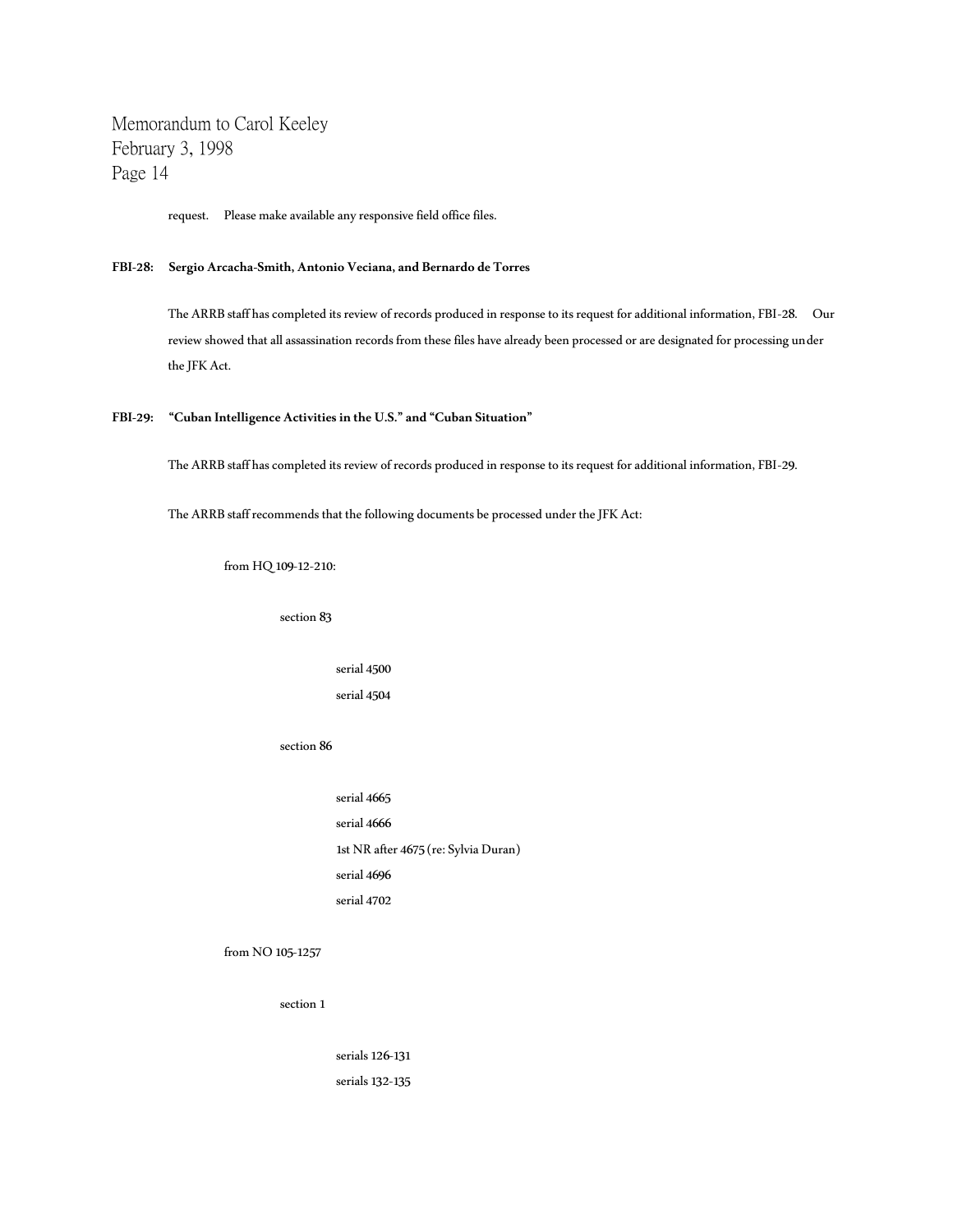request. Please make available any responsive field office files.

**FBI-28: Sergio Arcacha-Smith, Antonio Veciana, and Bernardo de Torres**

The ARRB staff has completed its review of records produced in response to its request for additional information, FBI-28. Our review showed that all assassination records from these files have already been processed or are designated for processing under the JFK Act.

**FBI-29: "Cuban Intelligence Activities in the U.S." and "Cuban Situation"**

The ARRB staff has completed its review of records produced in response to its request for additional information, FBI-29.

The ARRB staff recommends that the following documents be processed under the JFK Act:

from HQ 109-12-210:

section 83

serial 4500
serial 4504

section 86

serial 4665
serial 4666
1st NR after 4675 (re: Sylvia Duran)
serial 4696
serial 4702

from NO 105-1257

section 1

serials 126-131
serials 132-135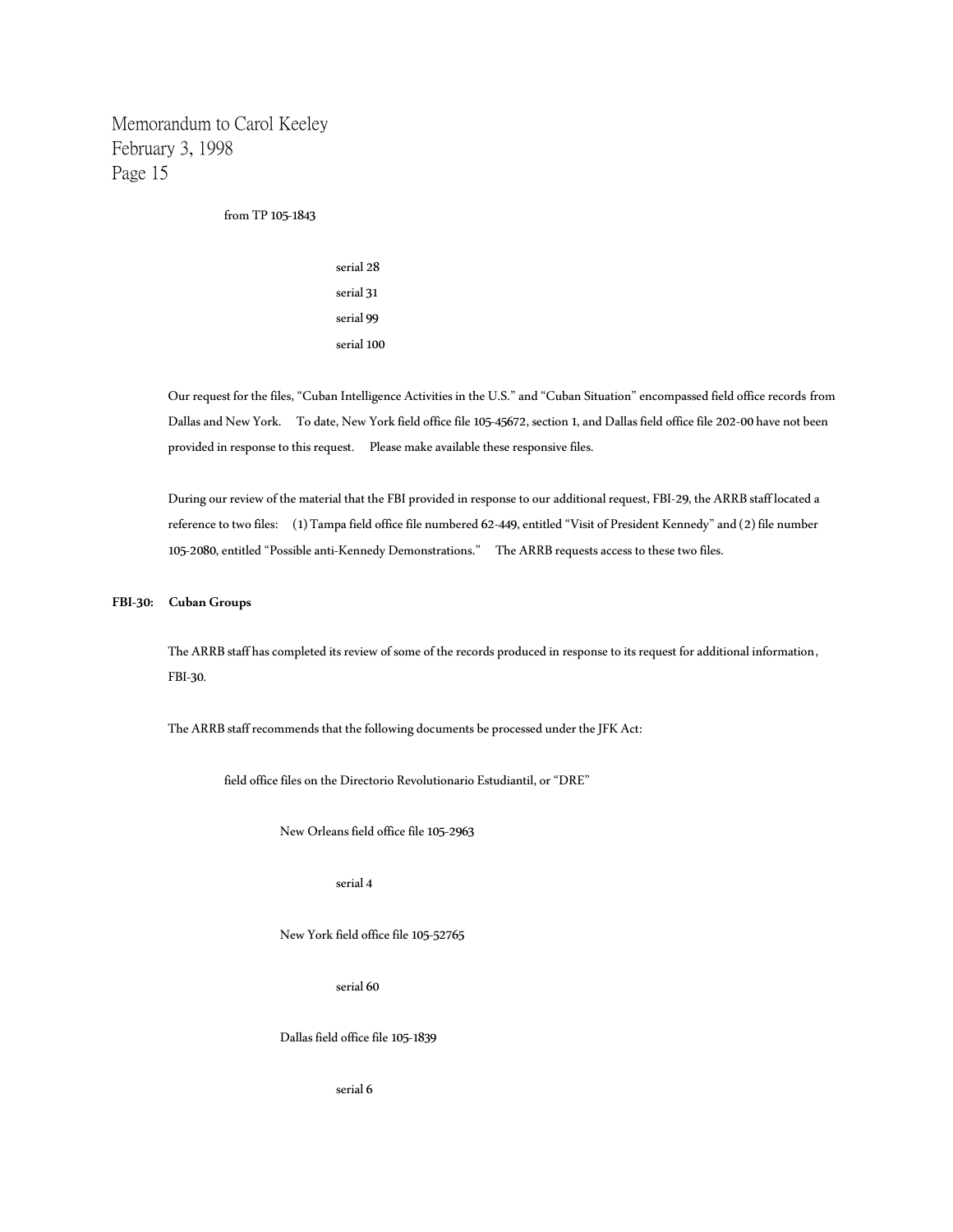from TP 105-1843

serial 28

serial 31

serial 99

serial 100

Our request for the files, "Cuban Intelligence Activities in the U.S." and "Cuban Situation" encompassed field office records from Dallas and New York. To date, New York field office file 105-45672, section 1, and Dallas field office file 202-00 have not been provided in response to this request. Please make available these responsive files.

During our review of the material that the FBI provided in response to our additional request, FBI-29, the ARRB staff located a reference to two files: (1) Tampa field office file numbered 62-449, entitled "Visit of President Kennedy" and (2) file number 105-2080, entitled "Possible anti-Kennedy Demonstrations." The ARRB requests access to these two files.

**FBI-30: Cuban Groups**

The ARRB staff has completed its review of some of the records produced in response to its request for additional information, FBI-30.

The ARRB staff recommends that the following documents be processed under the JFK Act:

field office files on the Directorio Revolutionario Estudiantil, or "DRE"

New Orleans field office file 105-2963

serial 4

New York field office file 105-52765

serial 60

Dallas field office file 105-1839

serial 6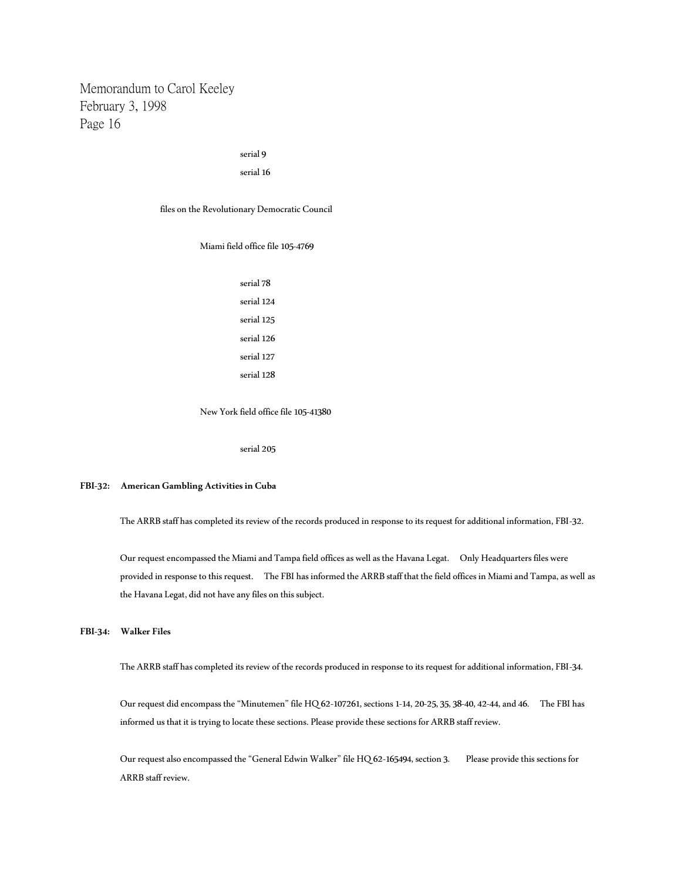serial 9

serial 16

files on the Revolutionary Democratic Council

Miami field office file 105-4769

serial 78

serial 124

serial 125

serial 126

serial 127

serial 128

New York field office file 105-41380

serial 205

**FBI-32: American Gambling Activities in Cuba**

The ARRB staff has completed its review of the records produced in response to its request for additional information, FBI-32.

Our request encompassed the Miami and Tampa field offices as well as the Havana Legat. Only Headquarters files were provided in response to this request. The FBI has informed the ARRB staff that the field offices in Miami and Tampa, as well as the Havana Legat, did not have any files on this subject.

**FBI-34: Walker Files**

The ARRB staff has completed its review of the records produced in response to its request for additional information, FBI-34.

Our request did encompass the "Minutemen" file HQ 62-107261, sections 1-14, 20-25, 35, 38-40, 42-44, and 46. The FBI has informed us that it is trying to locate these sections. Please provide these sections for ARRB staff review.

Our request also encompassed the "General Edwin Walker" file HQ 62-165494, section 3. Please provide this sections for ARRB staff review.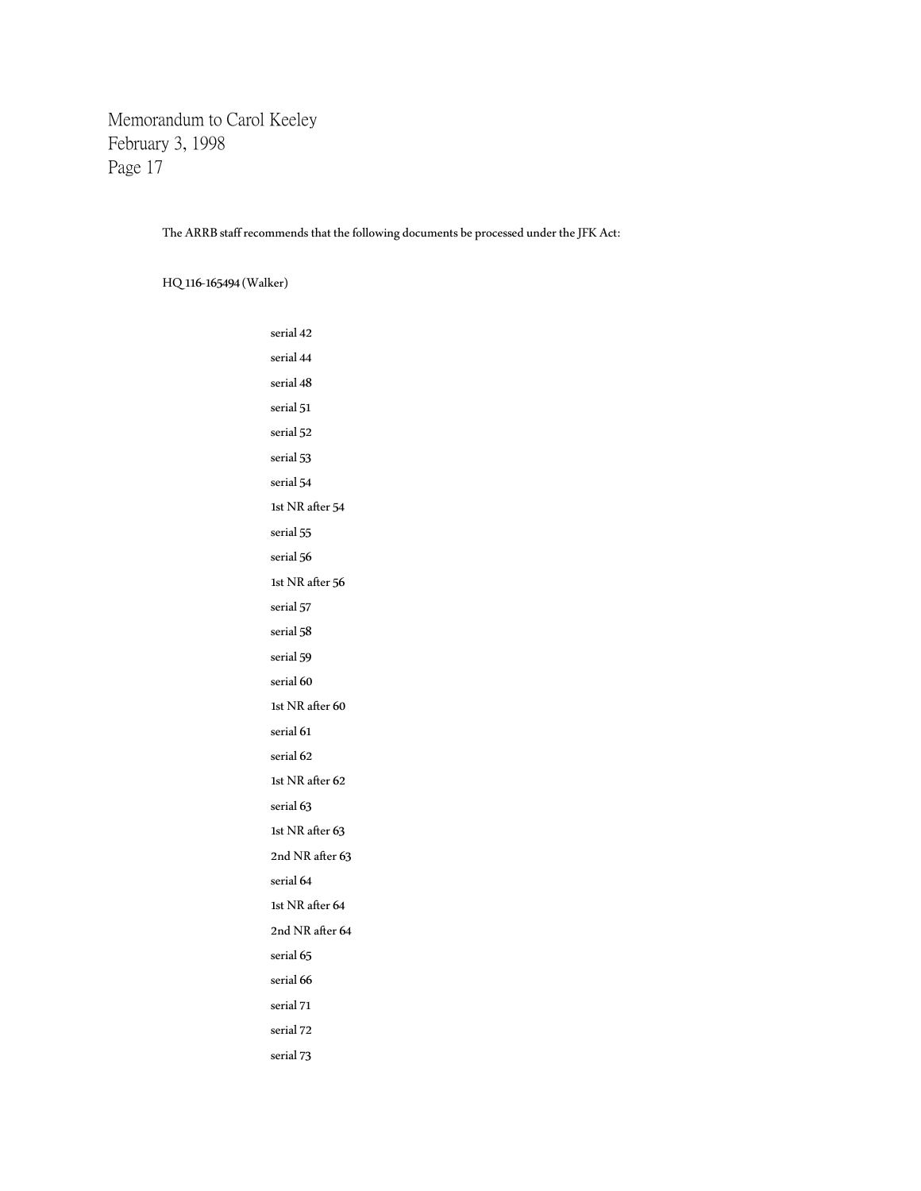The ARRB staff recommends that the following documents be processed under the JFK Act:

HQ 116-165494 (Walker)

serial 42

serial 44

serial 48

serial 51

serial 52

serial 53

serial 54

1st NR after 54

serial 55

serial 56

1st NR after 56

serial 57

serial 58

serial 59

serial 60

1st NR after 60

serial 61

serial 62

1st NR after 62

serial 63

1st NR after 63

2nd NR after 63

serial 64

1st NR after 64

2nd NR after 64

serial 65

serial 66

serial 71

serial 72

serial 73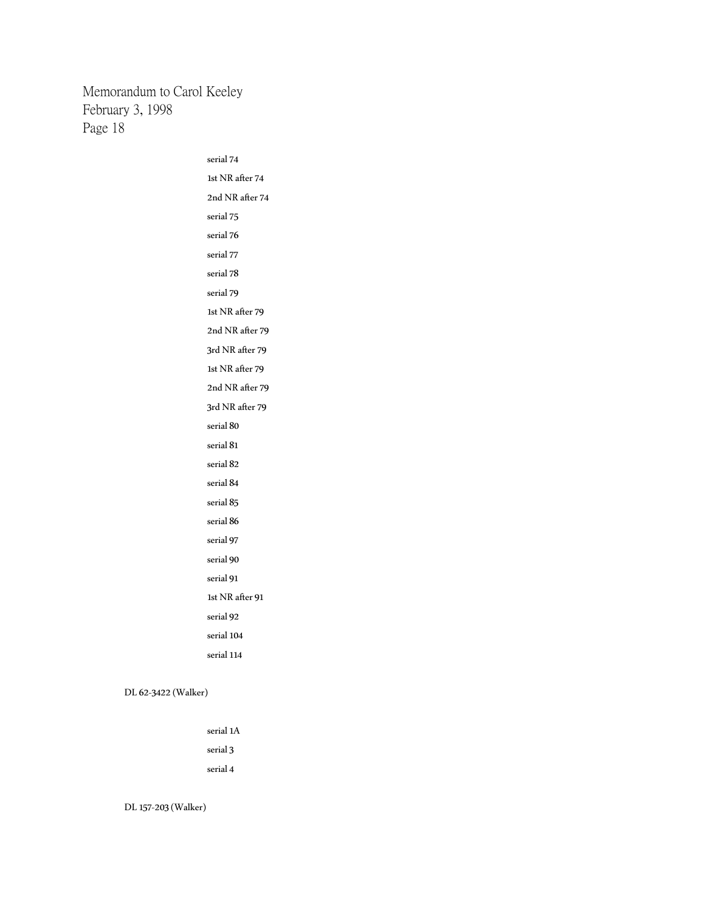serial 74

1st NR after 74

2nd NR after 74

serial 75

serial 76

serial 77

serial 78

serial 79

1st NR after 79

2nd NR after 79

3rd NR after 79

1st NR after 79

2nd NR after 79

3rd NR after 79

serial 80

serial 81

serial 82

serial 84

serial 85

serial 86

serial 97

serial 90

serial 91

1st NR after 91

serial 92

serial 104

serial 114

DL 62-3422 (Walker)

serial 1A

serial 3

serial 4

DL 157-203 (Walker)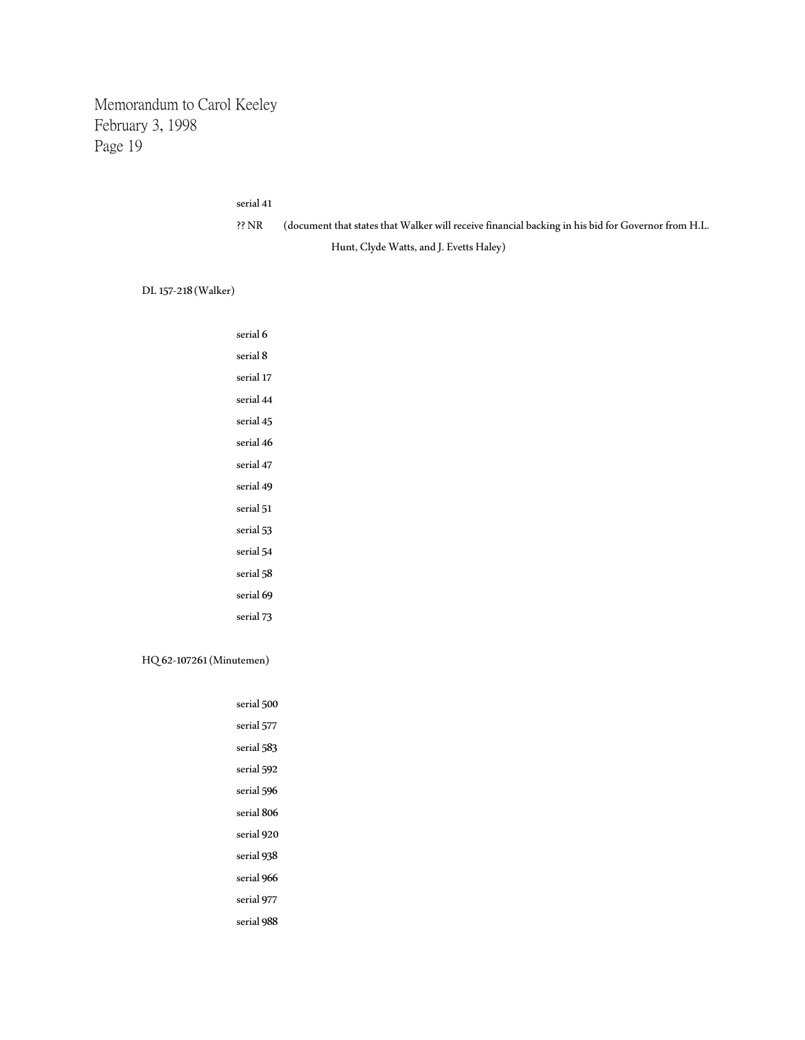serial 41

?? NR (document that states that Walker will receive financial backing in his bid for Governor from H.L. Hunt, Clyde Watts, and J. Evetts Haley)

DL 157-218 (Walker)

serial 6

serial 8

serial 17

serial 44

serial 45

serial 46

serial 47

serial 49

serial 51

serial 53

serial 54

serial 58

serial 69

serial 73

HQ 62-107261 (Minutemen)

serial 500

serial 577

serial 583

serial 592

serial 596

serial 806

serial 920

serial 938

serial 966

serial 977

serial 988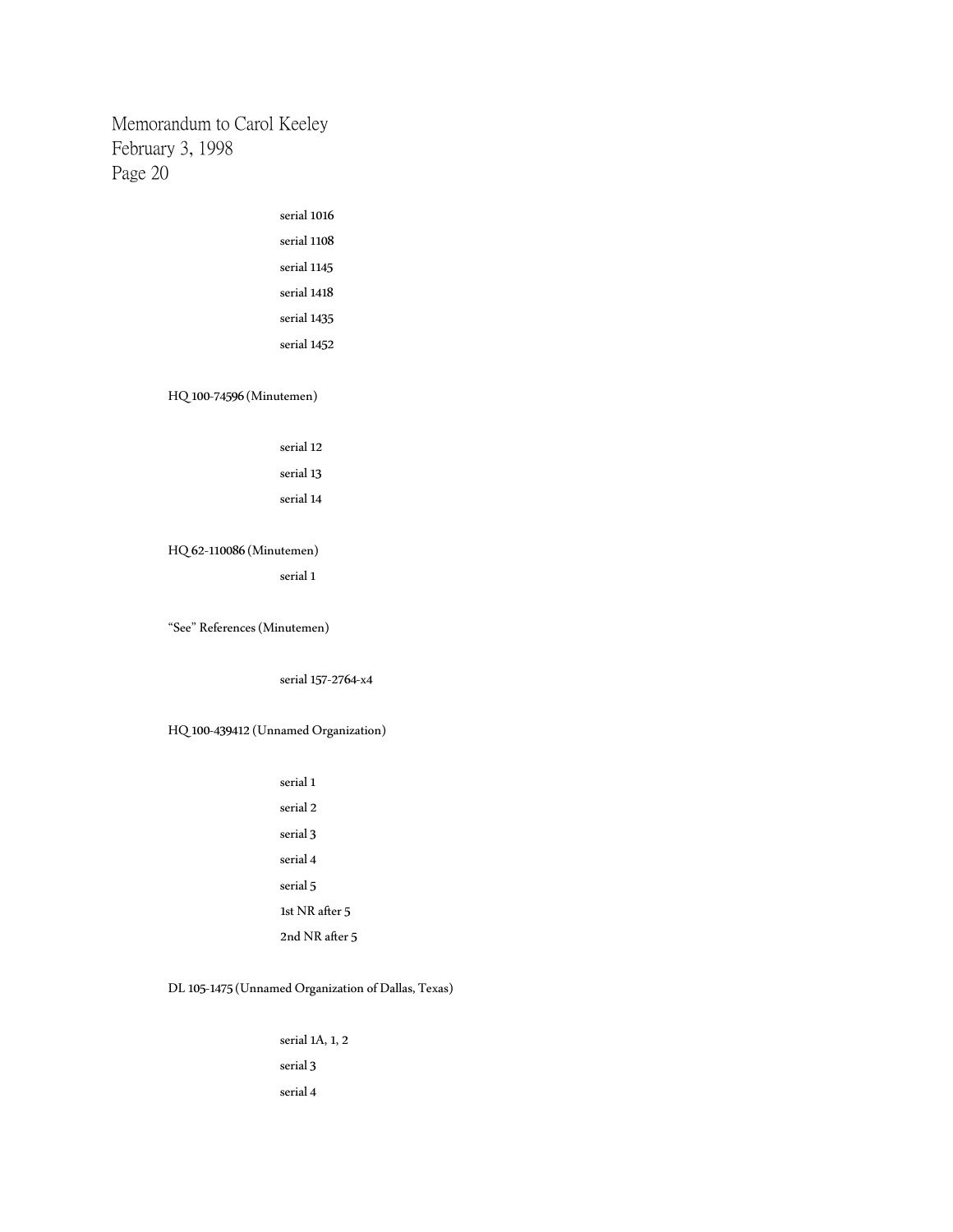serial 1016

serial 1108

serial 1145

serial 1418

serial 1435

serial 1452

HQ 100-74596 (Minutemen)

serial 12

serial 13

serial 14

HQ 62-110086 (Minutemen)

serial 1

"See" References (Minutemen)

serial 157-2764-x4

HQ 100-439412 (Unnamed Organization)

serial 1

serial 2

serial 3

serial 4

serial 5

1st NR after 5

2nd NR after 5

DL 105-1475 (Unnamed Organization of Dallas, Texas)

serial 1A, 1, 2

serial 3

serial 4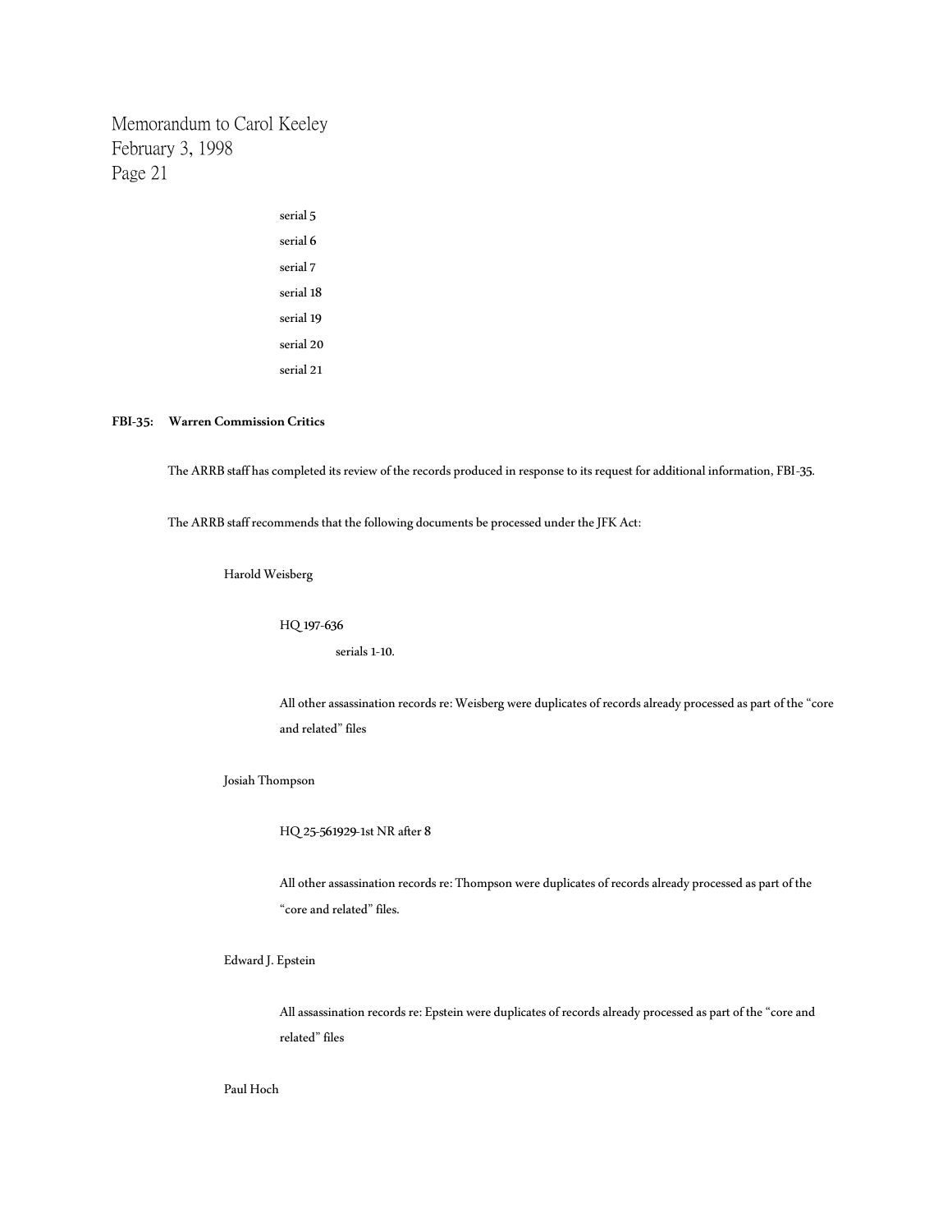serial 5

serial 6

serial 7

serial 18

serial 19

serial 20

serial 21

**FBI-35: Warren Commission Critics**

The ARRB staff has completed its review of the records produced in response to its request for additional information, FBI-35.

The ARRB staff recommends that the following documents be processed under the JFK Act:

Harold Weisberg

HQ 197-636

serials 1-10.

All other assassination records re: Weisberg were duplicates of records already processed as part of the "core and related" files

Josiah Thompson

HQ 25-561929-1st NR after 8

All other assassination records re: Thompson were duplicates of records already processed as part of the "core and related" files.

Edward J. Epstein

All assassination records re: Epstein were duplicates of records already processed as part of the "core and related" files

Paul Hoch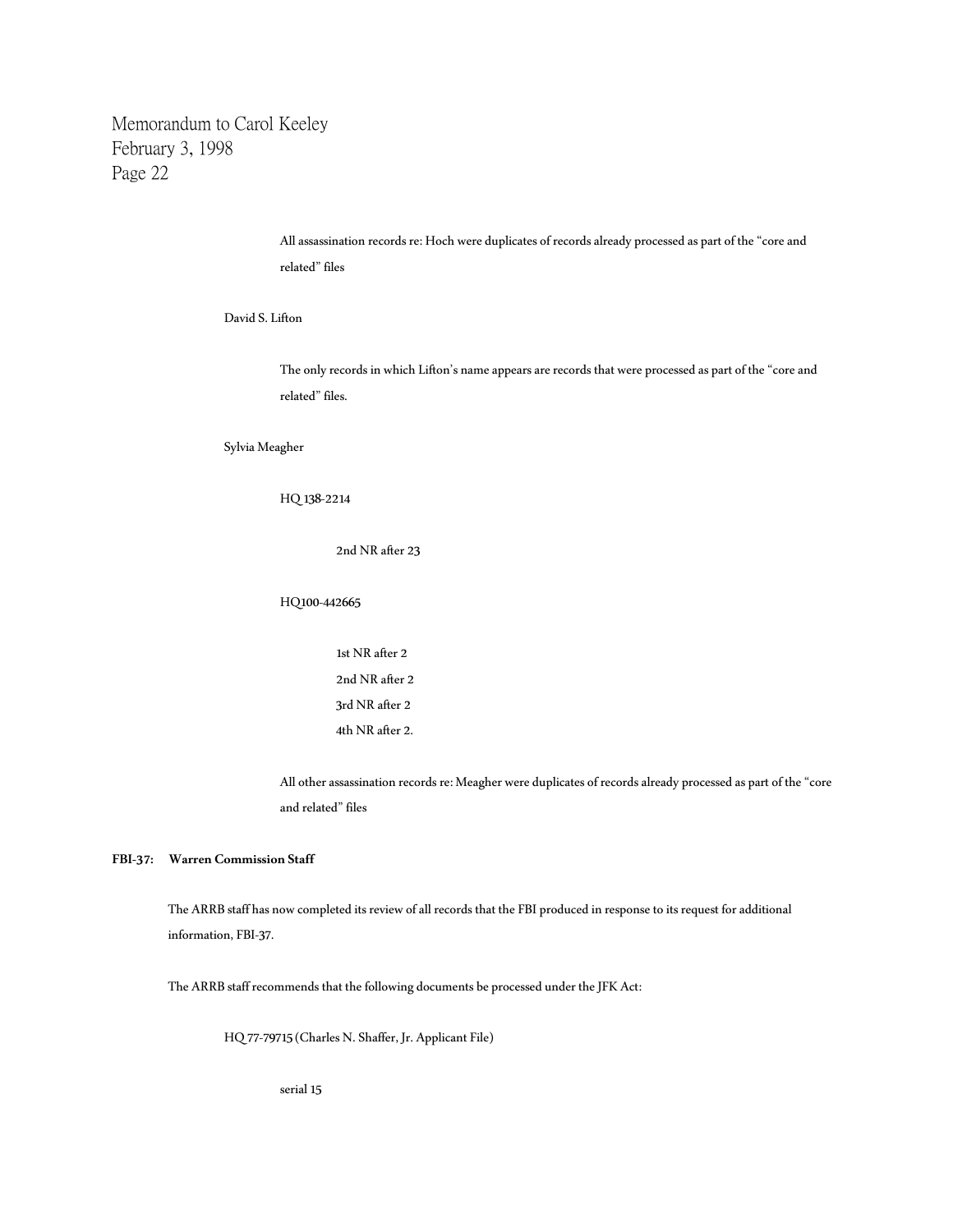All assassination records re: Hoch were duplicates of records already processed as part of the "core and related" files

David S. Lifton

The only records in which Lifton's name appears are records that were processed as part of the "core and related" files.

Sylvia Meagher

HQ 138-2214

2nd NR after 23

HQ100-442665

1st NR after 2
2nd NR after 2
3rd NR after 2
4th NR after 2.

All other assassination records re: Meagher were duplicates of records already processed as part of the "core and related" files

**FBI-37: Warren Commission Staff**

The ARRB staff has now completed its review of all records that the FBI produced in response to its request for additional information, FBI-37.

The ARRB staff recommends that the following documents be processed under the JFK Act:

HQ 77-79715 (Charles N. Shaffer, Jr. Applicant File)

serial 15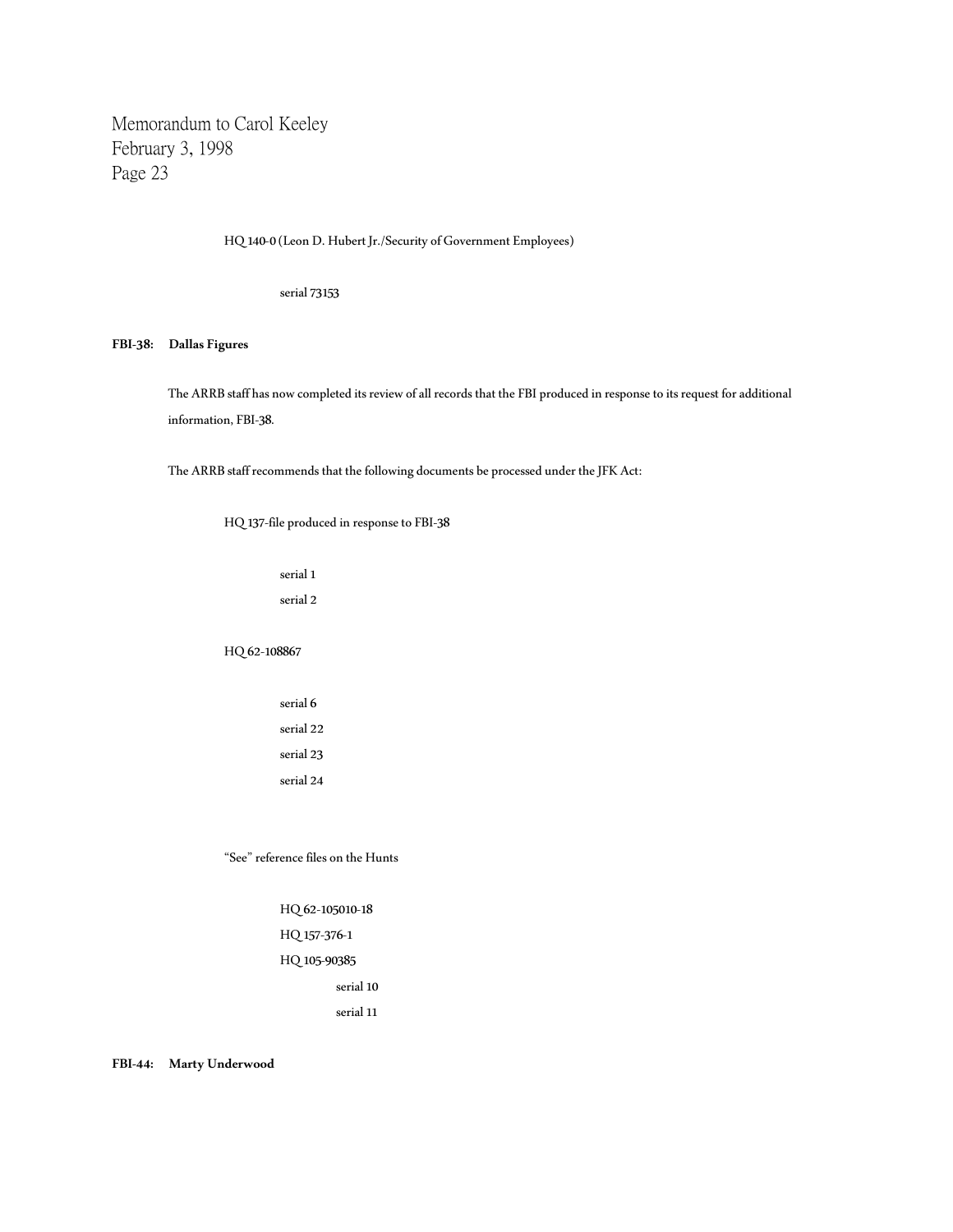HQ 140-0 (Leon D. Hubert Jr./Security of Government Employees)

serial 73153

**FBI-38: Dallas Figures**

The ARRB staff has now completed its review of all records that the FBI produced in response to its request for additional information, FBI-38.

The ARRB staff recommends that the following documents be processed under the JFK Act:

HQ 137-file produced in response to FBI-38

- serial 1
- serial 2

HQ 62-108867

- serial 6
- serial 22
- serial 23
- serial 24

"See" reference files on the Hunts

- HQ 62-105010-18
- HQ 157-376-1
- HQ 105-90385
  - serial 10
  - serial 11

**FBI-44: Marty Underwood**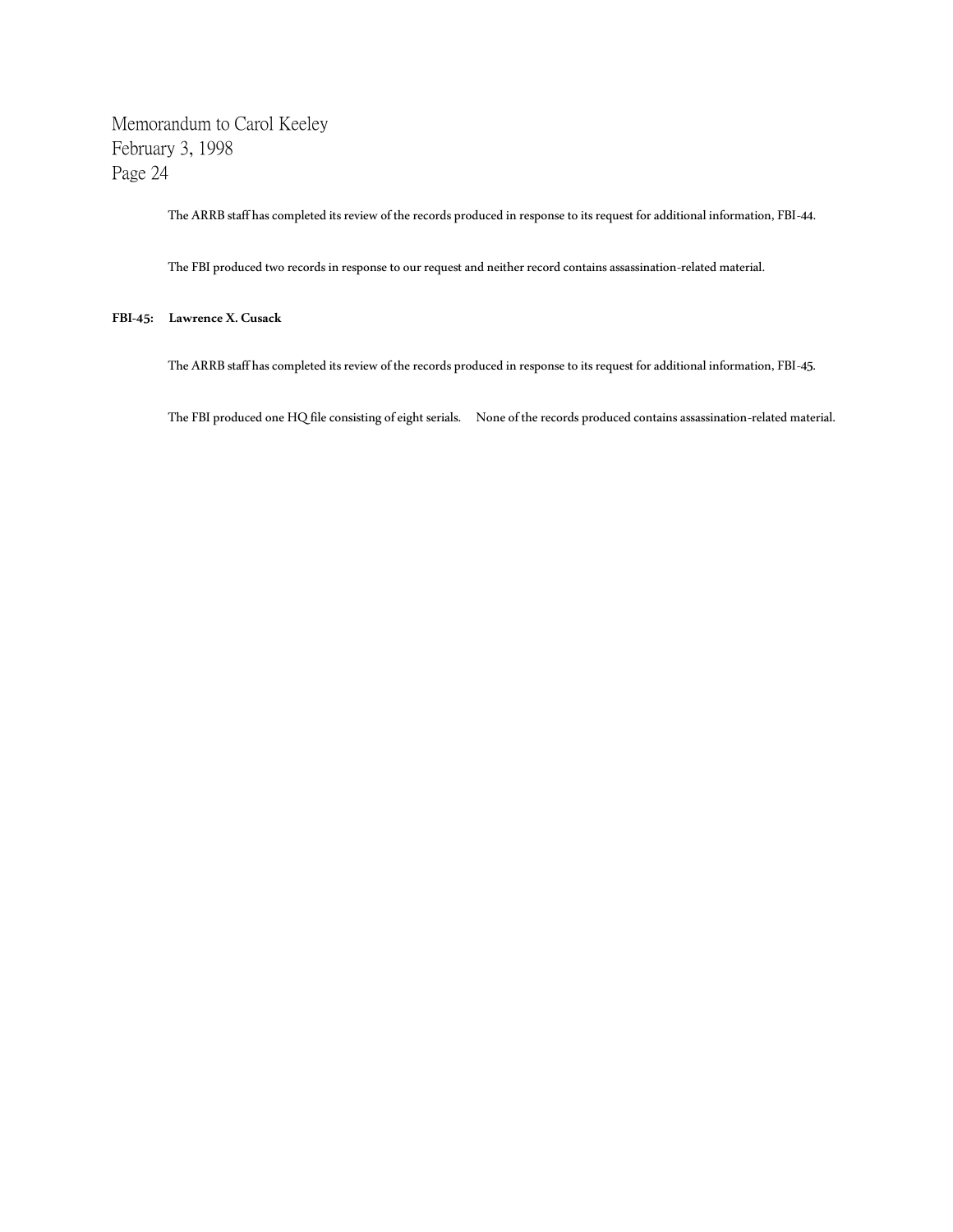The ARRB staff has completed its review of the records produced in response to its request for additional information, FBI-44.

The FBI produced two records in response to our request and neither record contains assassination-related material.

**FBI-45: Lawrence X. Cusack**

The ARRB staff has completed its review of the records produced in response to its request for additional information, FBI-45.

The FBI produced one HQ file consisting of eight serials. None of the records produced contains assassination-related material.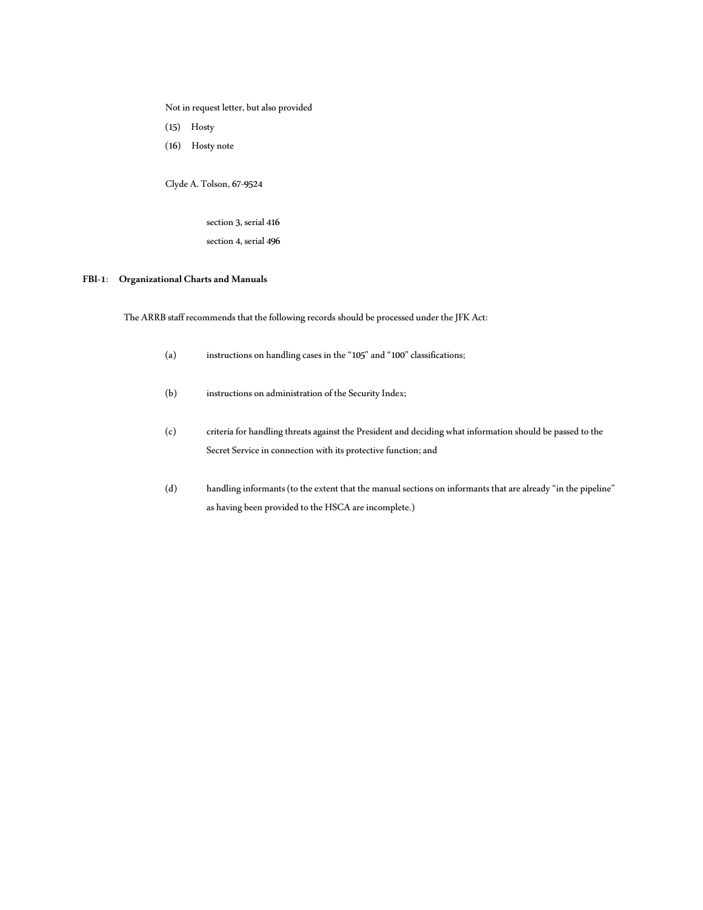Not in request letter, but also provided

(15) Hosty

(16) Hosty note

Clyde A. Tolson, 67-9524

section 3, serial 416

section 4, serial 496

**FBI-1**: **Organizational Charts and Manuals**

The ARRB staff recommends that the following records should be processed under the JFK Act:

(a) instructions on handling cases in the "105" and "100" classifications;

(b) instructions on administration of the Security Index;

(c) criteria for handling threats against the President and deciding what information should be passed to the Secret Service in connection with its protective function; and

(d) handling informants (to the extent that the manual sections on informants that are already "in the pipeline" as having been provided to the HSCA are incomplete.)